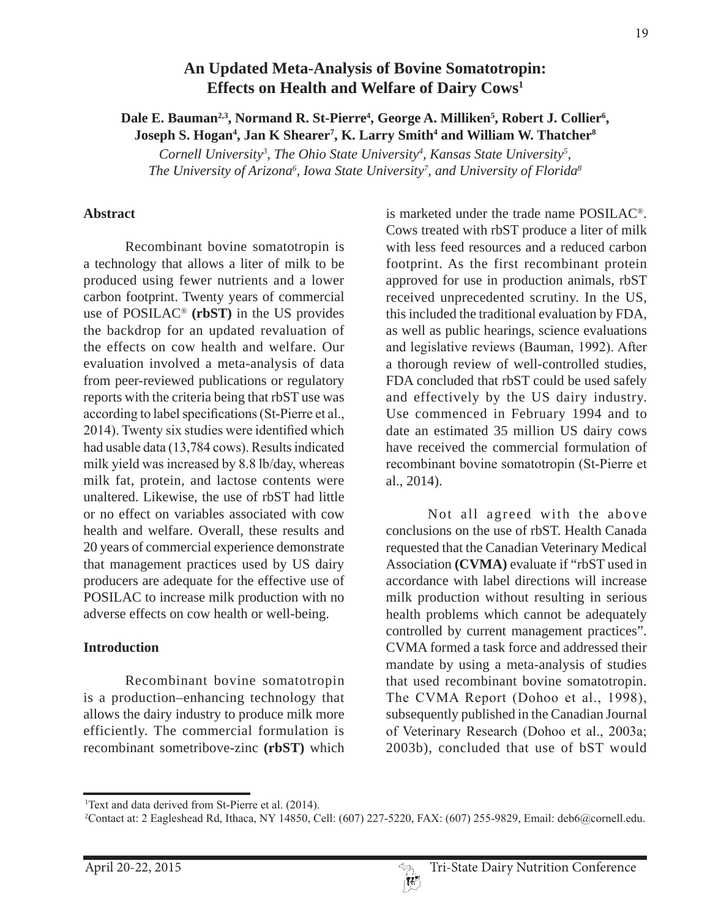# An Updated Meta-Analysis of Bovine Somatotropin: Effects on Health and Welfare of Dairy Cows[1]

**Dale E. Bauman[2,3], Normand R. St-Pierre[4], George A. Milliken[5], Robert J. Collier[6], Joseph S. Hogan[4], Jan K Shearer[7], K. Larry Smith[4] and William W. Thatcher[8]**

*Cornell University[3], The Ohio State University[4], Kansas State University[5], The University of Arizona[6], Iowa State University[7], and University of Florida[8]*

## Abstract

Recombinant bovine somatotropin is a technology that allows a liter of milk to be produced using fewer nutrients and a lower carbon footprint. Twenty years of commercial use of POSILAC® **(rbST)** in the US provides the backdrop for an updated revaluation of the effects on cow health and welfare. Our evaluation involved a meta-analysis of data from peer-reviewed publications or regulatory reports with the criteria being that rbST use was according to label specifications (St-Pierre et al., 2014). Twenty six studies were identified which had usable data (13,784 cows). Results indicated milk yield was increased by 8.8 lb/day, whereas milk fat, protein, and lactose contents were unaltered. Likewise, the use of rbST had little or no effect on variables associated with cow health and welfare. Overall, these results and 20 years of commercial experience demonstrate that management practices used by US dairy producers are adequate for the effective use of POSILAC to increase milk production with no adverse effects on cow health or well-being.

## Introduction

Recombinant bovine somatotropin is a production–enhancing technology that allows the dairy industry to produce milk more efficiently. The commercial formulation is recombinant sometribove-zinc **(rbST)** which is marketed under the trade name POSILAC®. Cows treated with rbST produce a liter of milk with less feed resources and a reduced carbon footprint. As the first recombinant protein approved for use in production animals, rbST received unprecedented scrutiny. In the US, this included the traditional evaluation by FDA, as well as public hearings, science evaluations and legislative reviews (Bauman, 1992). After a thorough review of well-controlled studies, FDA concluded that rbST could be used safely and effectively by the US dairy industry. Use commenced in February 1994 and to date an estimated 35 million US dairy cows have received the commercial formulation of recombinant bovine somatotropin (St-Pierre et al., 2014).

Not all agreed with the above conclusions on the use of rbST. Health Canada requested that the Canadian Veterinary Medical Association **(CVMA)** evaluate if "rbST used in accordance with label directions will increase milk production without resulting in serious health problems which cannot be adequately controlled by current management practices". CVMA formed a task force and addressed their mandate by using a meta-analysis of studies that used recombinant bovine somatotropin. The CVMA Report (Dohoo et al., 1998), subsequently published in the Canadian Journal of Veterinary Research (Dohoo et al., 2003a; 2003b), concluded that use of bST would

---

[1]Text and data derived from St-Pierre et al. (2014).

[2]Contact at: 2 Eagleshead Rd, Ithaca, NY 14850, Cell: (607) 227-5220, FAX: (607) 255-9829, Email: deb6@cornell.edu.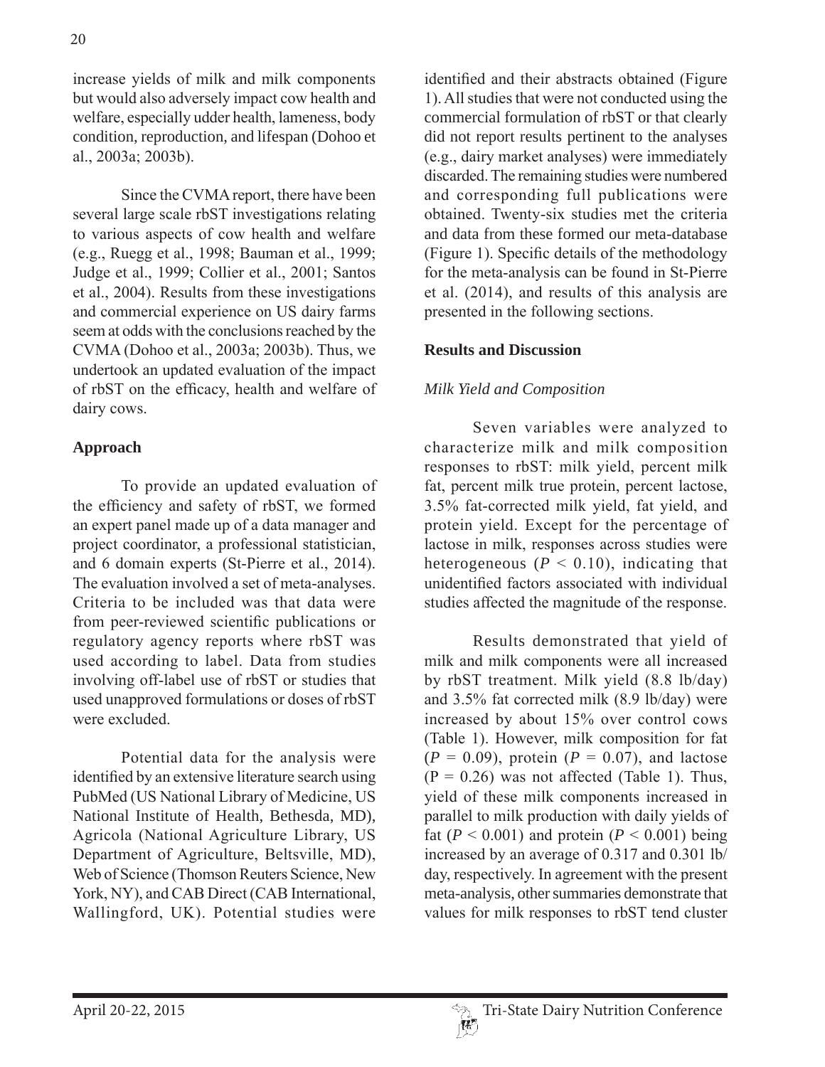increase yields of milk and milk components but would also adversely impact cow health and welfare, especially udder health, lameness, body condition, reproduction, and lifespan (Dohoo et al., 2003a; 2003b).

Since the CVMA report, there have been several large scale rbST investigations relating to various aspects of cow health and welfare (e.g., Ruegg et al., 1998; Bauman et al., 1999; Judge et al., 1999; Collier et al., 2001; Santos et al., 2004). Results from these investigations and commercial experience on US dairy farms seem at odds with the conclusions reached by the CVMA (Dohoo et al., 2003a; 2003b). Thus, we undertook an updated evaluation of the impact of rbST on the efficacy, health and welfare of dairy cows.

## Approach

To provide an updated evaluation of the efficiency and safety of rbST, we formed an expert panel made up of a data manager and project coordinator, a professional statistician, and 6 domain experts (St-Pierre et al., 2014). The evaluation involved a set of meta-analyses. Criteria to be included was that data were from peer-reviewed scientific publications or regulatory agency reports where rbST was used according to label. Data from studies involving off-label use of rbST or studies that used unapproved formulations or doses of rbST were excluded.

Potential data for the analysis were identified by an extensive literature search using PubMed (US National Library of Medicine, US National Institute of Health, Bethesda, MD), Agricola (National Agriculture Library, US Department of Agriculture, Beltsville, MD), Web of Science (Thomson Reuters Science, New York, NY), and CAB Direct (CAB International, Wallingford, UK). Potential studies were identified and their abstracts obtained (Figure 1). All studies that were not conducted using the commercial formulation of rbST or that clearly did not report results pertinent to the analyses (e.g., dairy market analyses) were immediately discarded. The remaining studies were numbered and corresponding full publications were obtained. Twenty-six studies met the criteria and data from these formed our meta-database (Figure 1). Specific details of the methodology for the meta-analysis can be found in St-Pierre et al. (2014), and results of this analysis are presented in the following sections.

## Results and Discussion

### *Milk Yield and Composition*

Seven variables were analyzed to characterize milk and milk composition responses to rbST: milk yield, percent milk fat, percent milk true protein, percent lactose, 3.5% fat-corrected milk yield, fat yield, and protein yield. Except for the percentage of lactose in milk, responses across studies were heterogeneous ($P < 0.10$), indicating that unidentified factors associated with individual studies affected the magnitude of the response.

Results demonstrated that yield of milk and milk components were all increased by rbST treatment. Milk yield (8.8 lb/day) and 3.5% fat corrected milk (8.9 lb/day) were increased by about 15% over control cows (Table 1). However, milk composition for fat ($P = 0.09$), protein ($P = 0.07$), and lactose ($P = 0.26$) was not affected (Table 1). Thus, yield of these milk components increased in parallel to milk production with daily yields of fat ($P < 0.001$) and protein ($P < 0.001$) being increased by an average of 0.317 and 0.301 lb/day, respectively. In agreement with the present meta-analysis, other summaries demonstrate that values for milk responses to rbST tend cluster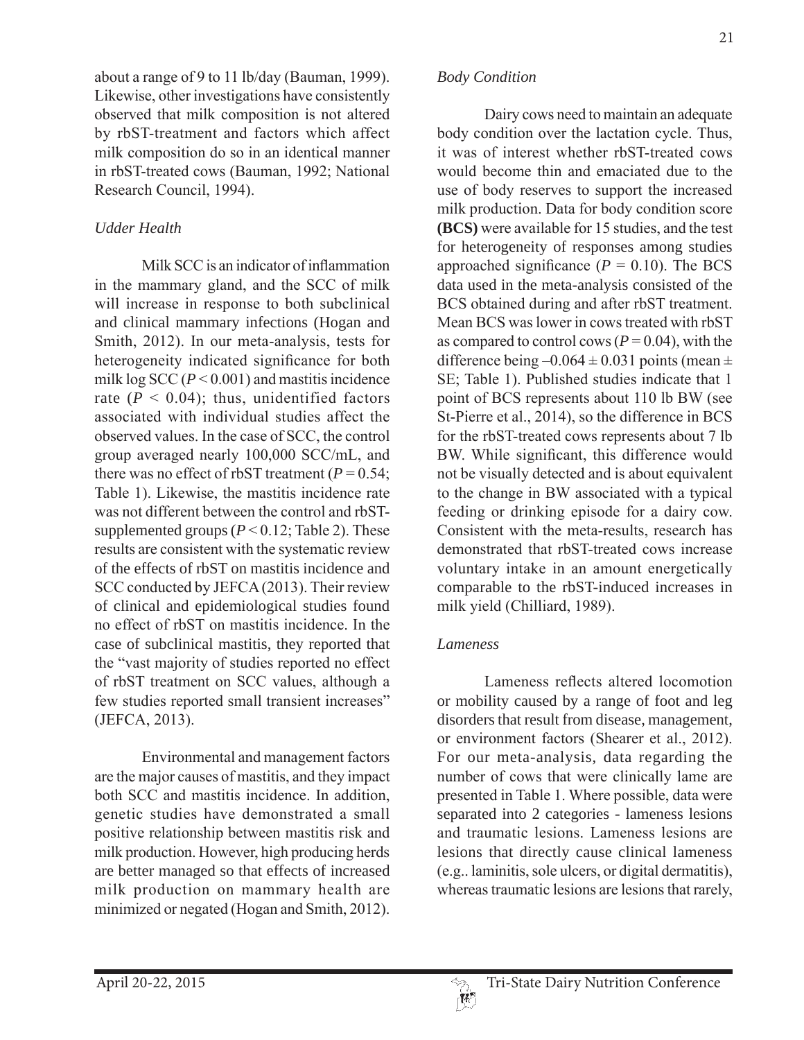about a range of 9 to 11 lb/day (Bauman, 1999). Likewise, other investigations have consistently observed that milk composition is not altered by rbST-treatment and factors which affect milk composition do so in an identical manner in rbST-treated cows (Bauman, 1992; National Research Council, 1994).

### *Udder Health*

Milk SCC is an indicator of inflammation in the mammary gland, and the SCC of milk will increase in response to both subclinical and clinical mammary infections (Hogan and Smith, 2012). In our meta-analysis, tests for heterogeneity indicated significance for both milk log SCC ($P < 0.001$) and mastitis incidence rate ($P < 0.04$); thus, unidentified factors associated with individual studies affect the observed values. In the case of SCC, the control group averaged nearly 100,000 SCC/mL, and there was no effect of rbST treatment ($P = 0.54$; Table 1). Likewise, the mastitis incidence rate was not different between the control and rbST-supplemented groups ($P < 0.12$; Table 2). These results are consistent with the systematic review of the effects of rbST on mastitis incidence and SCC conducted by JEFCA (2013). Their review of clinical and epidemiological studies found no effect of rbST on mastitis incidence. In the case of subclinical mastitis, they reported that the "vast majority of studies reported no effect of rbST treatment on SCC values, although a few studies reported small transient increases" (JEFCA, 2013).

Environmental and management factors are the major causes of mastitis, and they impact both SCC and mastitis incidence. In addition, genetic studies have demonstrated a small positive relationship between mastitis risk and milk production. However, high producing herds are better managed so that effects of increased milk production on mammary health are minimized or negated (Hogan and Smith, 2012).

### *Body Condition*

Dairy cows need to maintain an adequate body condition over the lactation cycle. Thus, it was of interest whether rbST-treated cows would become thin and emaciated due to the use of body reserves to support the increased milk production. Data for body condition score **(BCS)** were available for 15 studies, and the test for heterogeneity of responses among studies approached significance ($P = 0.10$). The BCS data used in the meta-analysis consisted of the BCS obtained during and after rbST treatment. Mean BCS was lower in cows treated with rbST as compared to control cows ($P = 0.04$), with the difference being $-0.064 \pm 0.031$ points (mean $\pm$ SE; Table 1). Published studies indicate that 1 point of BCS represents about 110 lb BW (see St-Pierre et al., 2014), so the difference in BCS for the rbST-treated cows represents about 7 lb BW. While significant, this difference would not be visually detected and is about equivalent to the change in BW associated with a typical feeding or drinking episode for a dairy cow. Consistent with the meta-results, research has demonstrated that rbST-treated cows increase voluntary intake in an amount energetically comparable to the rbST-induced increases in milk yield (Chilliard, 1989).

### *Lameness*

Lameness reflects altered locomotion or mobility caused by a range of foot and leg disorders that result from disease, management, or environment factors (Shearer et al., 2012). For our meta-analysis, data regarding the number of cows that were clinically lame are presented in Table 1. Where possible, data were separated into 2 categories - lameness lesions and traumatic lesions. Lameness lesions are lesions that directly cause clinical lameness (e.g.. laminitis, sole ulcers, or digital dermatitis), whereas traumatic lesions are lesions that rarely,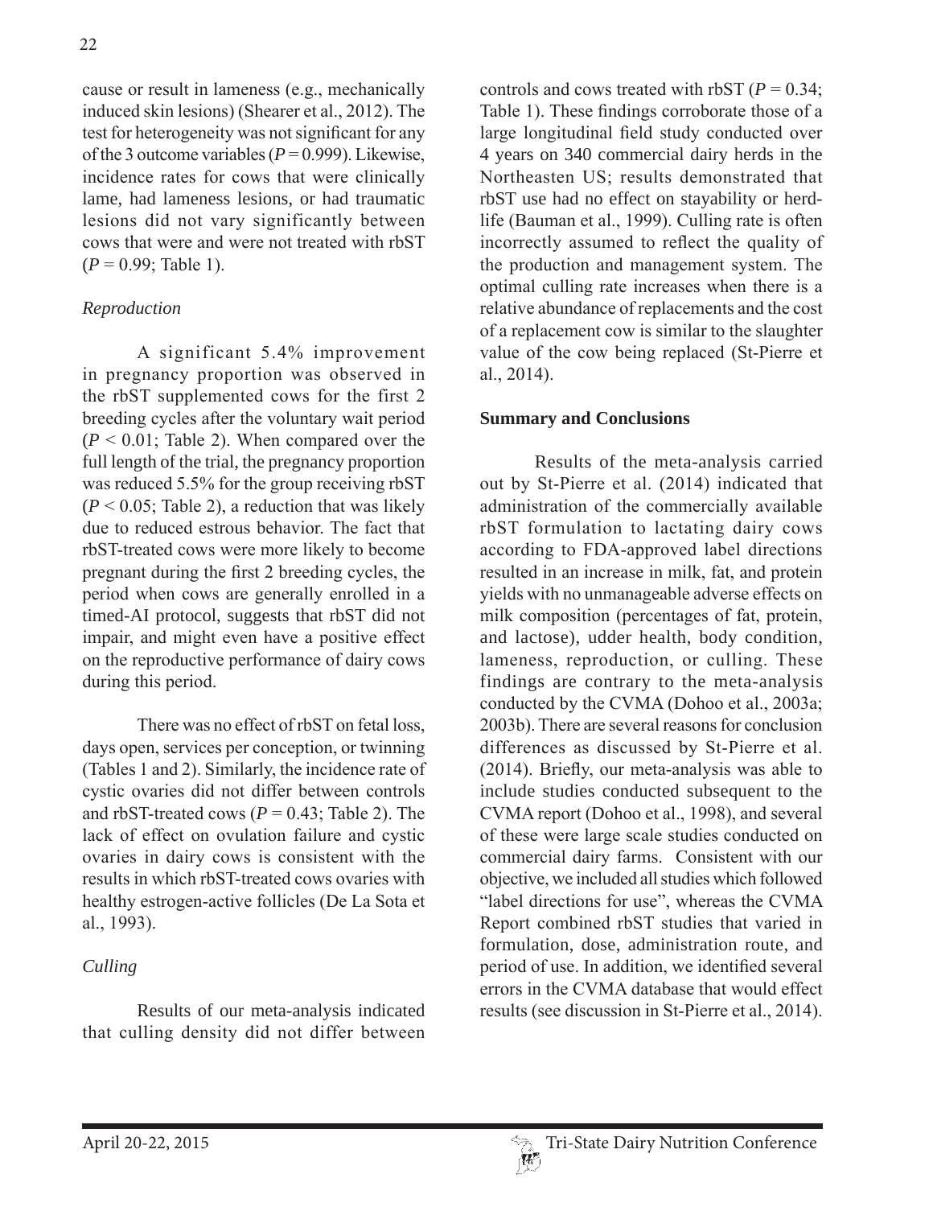cause or result in lameness (e.g., mechanically induced skin lesions) (Shearer et al., 2012). The test for heterogeneity was not significant for any of the 3 outcome variables ($P = 0.999$). Likewise, incidence rates for cows that were clinically lame, had lameness lesions, or had traumatic lesions did not vary significantly between cows that were and were not treated with rbST ($P = 0.99$; Table 1).

### *Reproduction*

A significant 5.4% improvement in pregnancy proportion was observed in the rbST supplemented cows for the first 2 breeding cycles after the voluntary wait period ($P < 0.01$; Table 2). When compared over the full length of the trial, the pregnancy proportion was reduced 5.5% for the group receiving rbST ($P < 0.05$; Table 2), a reduction that was likely due to reduced estrous behavior. The fact that rbST-treated cows were more likely to become pregnant during the first 2 breeding cycles, the period when cows are generally enrolled in a timed-AI protocol, suggests that rbST did not impair, and might even have a positive effect on the reproductive performance of dairy cows during this period.

There was no effect of rbST on fetal loss, days open, services per conception, or twinning (Tables 1 and 2). Similarly, the incidence rate of cystic ovaries did not differ between controls and rbST-treated cows ($P = 0.43$; Table 2). The lack of effect on ovulation failure and cystic ovaries in dairy cows is consistent with the results in which rbST-treated cows ovaries with healthy estrogen-active follicles (De La Sota et al., 1993).

### *Culling*

Results of our meta-analysis indicated that culling density did not differ between controls and cows treated with rbST ($P = 0.34$; Table 1). These findings corroborate those of a large longitudinal field study conducted over 4 years on 340 commercial dairy herds in the Northeasten US; results demonstrated that rbST use had no effect on stayability or herd-life (Bauman et al., 1999). Culling rate is often incorrectly assumed to reflect the quality of the production and management system. The optimal culling rate increases when there is a relative abundance of replacements and the cost of a replacement cow is similar to the slaughter value of the cow being replaced (St-Pierre et al., 2014).

## **Summary and Conclusions**

Results of the meta-analysis carried out by St-Pierre et al. (2014) indicated that administration of the commercially available rbST formulation to lactating dairy cows according to FDA-approved label directions resulted in an increase in milk, fat, and protein yields with no unmanageable adverse effects on milk composition (percentages of fat, protein, and lactose), udder health, body condition, lameness, reproduction, or culling. These findings are contrary to the meta-analysis conducted by the CVMA (Dohoo et al., 2003a; 2003b). There are several reasons for conclusion differences as discussed by St-Pierre et al. (2014). Briefly, our meta-analysis was able to include studies conducted subsequent to the CVMA report (Dohoo et al., 1998), and several of these were large scale studies conducted on commercial dairy farms. Consistent with our objective, we included all studies which followed "label directions for use", whereas the CVMA Report combined rbST studies that varied in formulation, dose, administration route, and period of use. In addition, we identified several errors in the CVMA database that would effect results (see discussion in St-Pierre et al., 2014).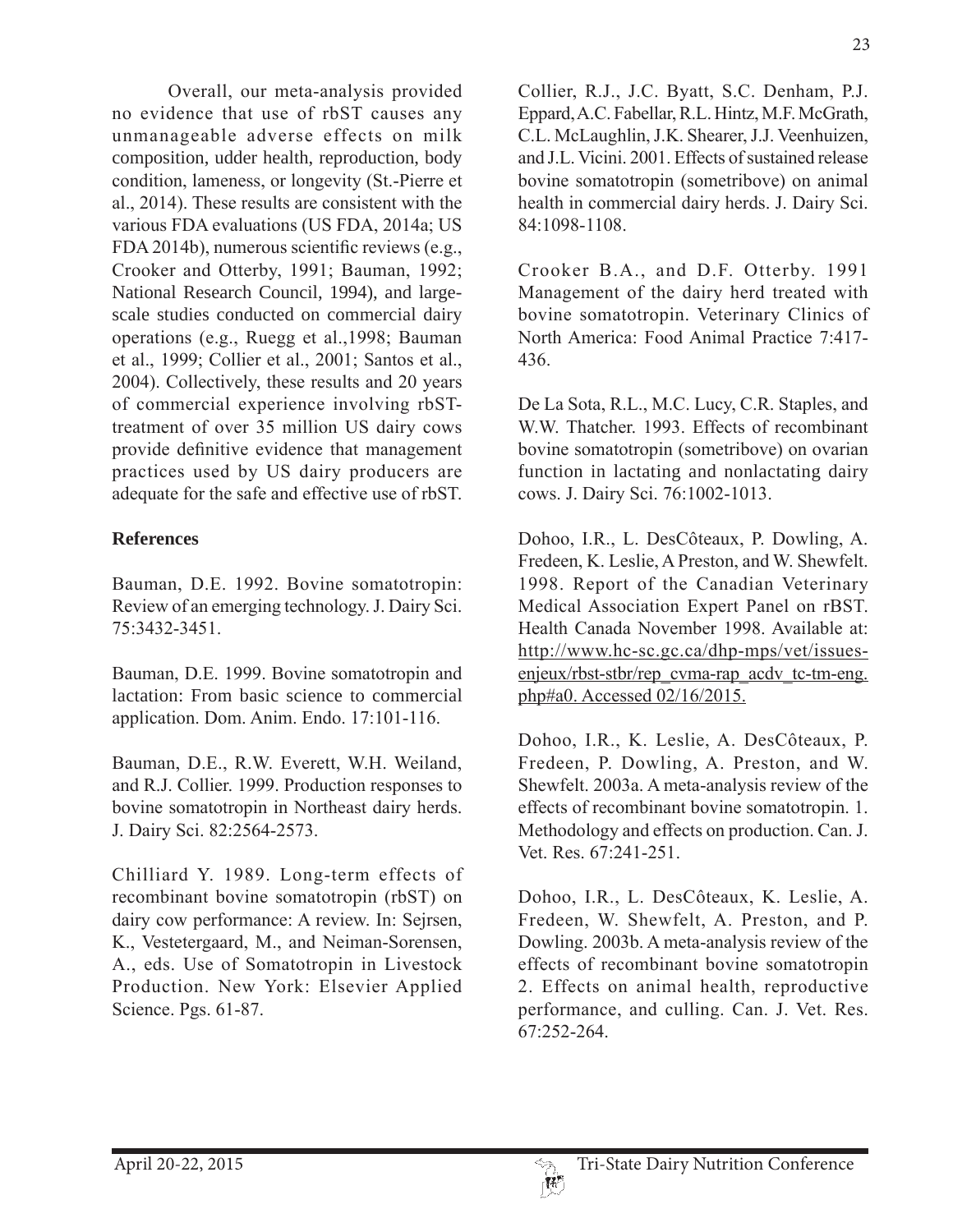Overall, our meta-analysis provided no evidence that use of rbST causes any unmanageable adverse effects on milk composition, udder health, reproduction, body condition, lameness, or longevity (St.-Pierre et al., 2014). These results are consistent with the various FDA evaluations (US FDA, 2014a; US FDA 2014b), numerous scientific reviews (e.g., Crooker and Otterby, 1991; Bauman, 1992; National Research Council, 1994), and large-scale studies conducted on commercial dairy operations (e.g., Ruegg et al.,1998; Bauman et al., 1999; Collier et al., 2001; Santos et al., 2004). Collectively, these results and 20 years of commercial experience involving rbST-treatment of over 35 million US dairy cows provide definitive evidence that management practices used by US dairy producers are adequate for the safe and effective use of rbST.

**References**

Bauman, D.E. 1992. Bovine somatotropin: Review of an emerging technology. J. Dairy Sci. 75:3432-3451.

Bauman, D.E. 1999. Bovine somatotropin and lactation: From basic science to commercial application. Dom. Anim. Endo. 17:101-116.

Bauman, D.E., R.W. Everett, W.H. Weiland, and R.J. Collier. 1999. Production responses to bovine somatotropin in Northeast dairy herds. J. Dairy Sci. 82:2564-2573.

Chilliard Y. 1989. Long-term effects of recombinant bovine somatotropin (rbST) on dairy cow performance: A review. In: Sejrsen, K., Vestetergaard, M., and Neiman-Sorensen, A., eds. Use of Somatotropin in Livestock Production. New York: Elsevier Applied Science. Pgs. 61-87.

Collier, R.J., J.C. Byatt, S.C. Denham, P.J. Eppard, A.C. Fabellar, R.L. Hintz, M.F. McGrath, C.L. McLaughlin, J.K. Shearer, J.J. Veenhuizen, and J.L. Vicini. 2001. Effects of sustained release bovine somatotropin (sometribove) on animal health in commercial dairy herds. J. Dairy Sci. 84:1098-1108.

Crooker B.A., and D.F. Otterby. 1991 Management of the dairy herd treated with bovine somatotropin. Veterinary Clinics of North America: Food Animal Practice 7:417-436.

De La Sota, R.L., M.C. Lucy, C.R. Staples, and W.W. Thatcher. 1993. Effects of recombinant bovine somatotropin (sometribove) on ovarian function in lactating and nonlactating dairy cows. J. Dairy Sci. 76:1002-1013.

Dohoo, I.R., L. DesCôteaux, P. Dowling, A. Fredeen, K. Leslie, A Preston, and W. Shewfelt. 1998. Report of the Canadian Veterinary Medical Association Expert Panel on rBST. Health Canada November 1998. Available at: http://www.hc-sc.gc.ca/dhp-mps/vet/issues-enjeux/rbst-stbr/rep_cvma-rap_acdv_tc-tm-eng.php#a0. Accessed 02/16/2015.

Dohoo, I.R., K. Leslie, A. DesCôteaux, P. Fredeen, P. Dowling, A. Preston, and W. Shewfelt. 2003a. A meta-analysis review of the effects of recombinant bovine somatotropin. 1. Methodology and effects on production. Can. J. Vet. Res. 67:241-251.

Dohoo, I.R., L. DesCôteaux, K. Leslie, A. Fredeen, W. Shewfelt, A. Preston, and P. Dowling. 2003b. A meta-analysis review of the effects of recombinant bovine somatotropin 2. Effects on animal health, reproductive performance, and culling. Can. J. Vet. Res. 67:252-264.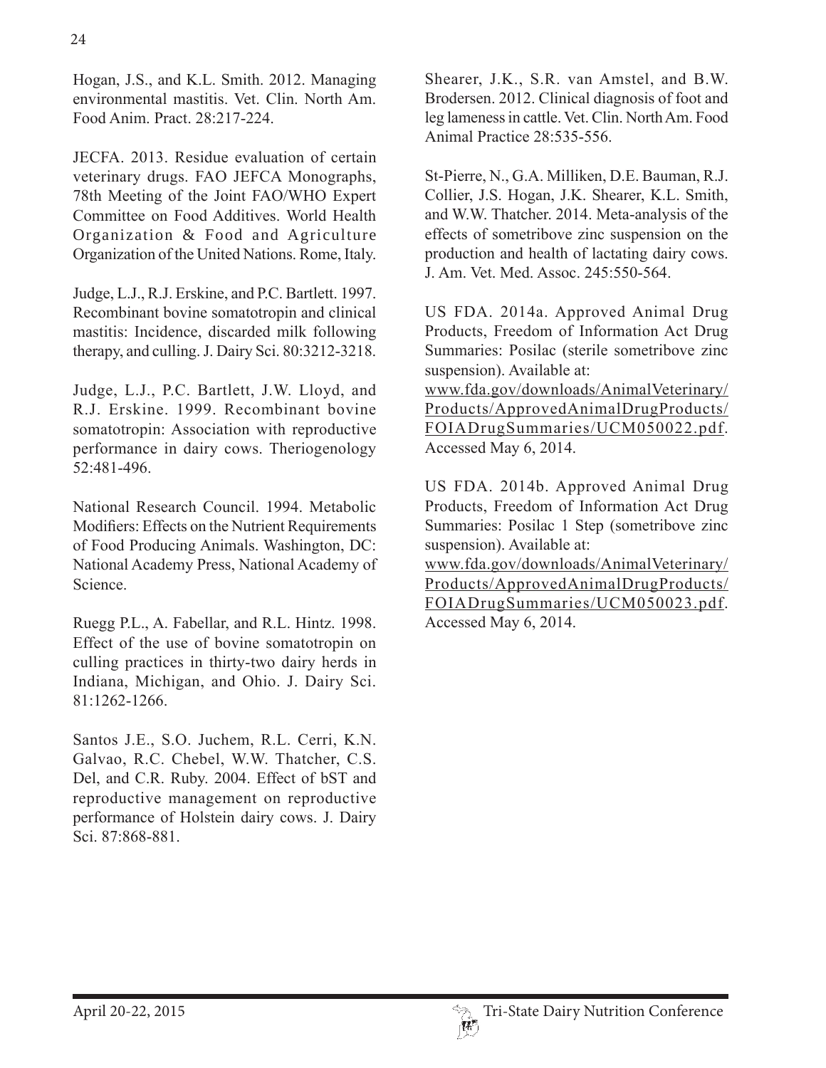Hogan, J.S., and K.L. Smith. 2012. Managing environmental mastitis. Vet. Clin. North Am. Food Anim. Pract. 28:217-224.

JECFA. 2013. Residue evaluation of certain veterinary drugs. FAO JEFCA Monographs, 78th Meeting of the Joint FAO/WHO Expert Committee on Food Additives. World Health Organization & Food and Agriculture Organization of the United Nations. Rome, Italy.

Judge, L.J., R.J. Erskine, and P.C. Bartlett. 1997. Recombinant bovine somatotropin and clinical mastitis: Incidence, discarded milk following therapy, and culling. J. Dairy Sci. 80:3212-3218.

Judge, L.J., P.C. Bartlett, J.W. Lloyd, and R.J. Erskine. 1999. Recombinant bovine somatotropin: Association with reproductive performance in dairy cows. Theriogenology 52:481-496.

National Research Council. 1994. Metabolic Modifiers: Effects on the Nutrient Requirements of Food Producing Animals. Washington, DC: National Academy Press, National Academy of Science.

Ruegg P.L., A. Fabellar, and R.L. Hintz. 1998. Effect of the use of bovine somatotropin on culling practices in thirty-two dairy herds in Indiana, Michigan, and Ohio. J. Dairy Sci. 81:1262-1266.

Santos J.E., S.O. Juchem, R.L. Cerri, K.N. Galvao, R.C. Chebel, W.W. Thatcher, C.S. Del, and C.R. Ruby. 2004. Effect of bST and reproductive management on reproductive performance of Holstein dairy cows. J. Dairy Sci. 87:868-881.

Shearer, J.K., S.R. van Amstel, and B.W. Brodersen. 2012. Clinical diagnosis of foot and leg lameness in cattle. Vet. Clin. North Am. Food Animal Practice 28:535-556.

St-Pierre, N., G.A. Milliken, D.E. Bauman, R.J. Collier, J.S. Hogan, J.K. Shearer, K.L. Smith, and W.W. Thatcher. 2014. Meta-analysis of the effects of sometribove zinc suspension on the production and health of lactating dairy cows. J. Am. Vet. Med. Assoc. 245:550-564.

US FDA. 2014a. Approved Animal Drug Products, Freedom of Information Act Drug Summaries: Posilac (sterile sometribove zinc suspension). Available at: www.fda.gov/downloads/AnimalVeterinary/Products/ApprovedAnimalDrugProducts/FOIADrugSummaries/UCM050022.pdf. Accessed May 6, 2014.

US FDA. 2014b. Approved Animal Drug Products, Freedom of Information Act Drug Summaries: Posilac 1 Step (sometribove zinc suspension). Available at: www.fda.gov/downloads/AnimalVeterinary/Products/ApprovedAnimalDrugProducts/FOIADrugSummaries/UCM050023.pdf. Accessed May 6, 2014.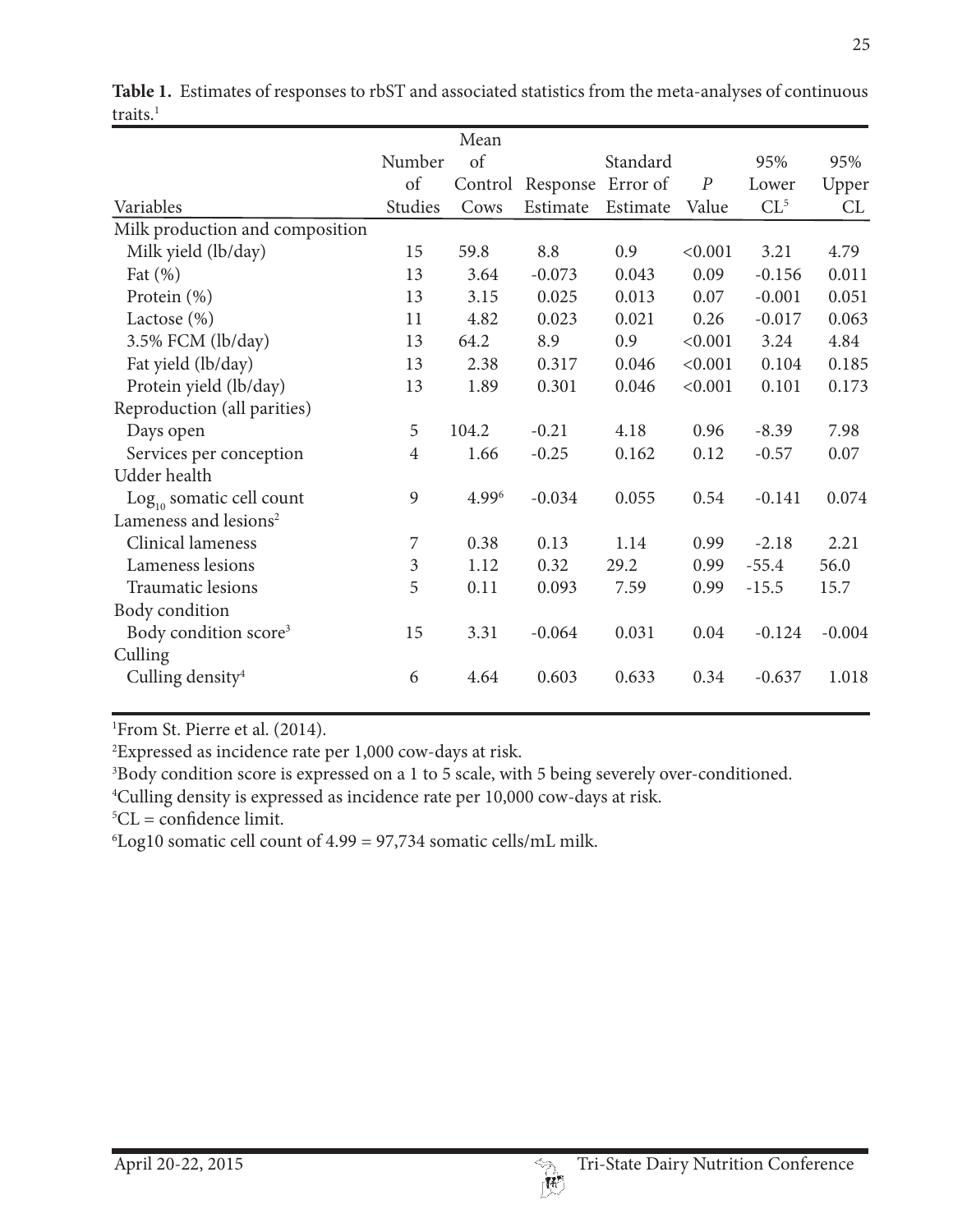**Table 1.** Estimates of responses to rbST and associated statistics from the meta-analyses of continuous traits.[1]

| Variables | Number of Studies | Mean of Control Cows | Response Estimate | Standard Error of Estimate | *P* Value | 95% Lower CL[5] | 95% Upper CL |
|---|---|---|---|---|---|---|---|
| Milk production and composition | | | | | | | |
| Milk yield (lb/day) | 15 | 59.8 | 8.8 | 0.9 | <0.001 | 3.21 | 4.79 |
| Fat (%) | 13 | 3.64 | -0.073 | 0.043 | 0.09 | -0.156 | 0.011 |
| Protein (%) | 13 | 3.15 | 0.025 | 0.013 | 0.07 | -0.001 | 0.051 |
| Lactose (%) | 11 | 4.82 | 0.023 | 0.021 | 0.26 | -0.017 | 0.063 |
| 3.5% FCM (lb/day) | 13 | 64.2 | 8.9 | 0.9 | <0.001 | 3.24 | 4.84 |
| Fat yield (lb/day) | 13 | 2.38 | 0.317 | 0.046 | <0.001 | 0.104 | 0.185 |
| Protein yield (lb/day) | 13 | 1.89 | 0.301 | 0.046 | <0.001 | 0.101 | 0.173 |
| Reproduction (all parities) | | | | | | | |
| Days open | 5 | 104.2 | -0.21 | 4.18 | 0.96 | -8.39 | 7.98 |
| Services per conception | 4 | 1.66 | -0.25 | 0.162 | 0.12 | -0.57 | 0.07 |
| Udder health | | | | | | | |
| $Log_{10}$ somatic cell count | 9 | 4.99[6] | -0.034 | 0.055 | 0.54 | -0.141 | 0.074 |
| Lameness and lesions[2] | | | | | | | |
| Clinical lameness | 7 | 0.38 | 0.13 | 1.14 | 0.99 | -2.18 | 2.21 |
| Lameness lesions | 3 | 1.12 | 0.32 | 29.2 | 0.99 | -55.4 | 56.0 |
| Traumatic lesions | 5 | 0.11 | 0.093 | 7.59 | 0.99 | -15.5 | 15.7 |
| Body condition | | | | | | | |
| Body condition score[3] | 15 | 3.31 | -0.064 | 0.031 | 0.04 | -0.124 | -0.004 |
| Culling | | | | | | | |
| Culling density[4] | 6 | 4.64 | 0.603 | 0.633 | 0.34 | -0.637 | 1.018 |

[1]From St. Pierre et al. (2014).

[2]Expressed as incidence rate per 1,000 cow-days at risk.

[3]Body condition score is expressed on a 1 to 5 scale, with 5 being severely over-conditioned.

[4]Culling density is expressed as incidence rate per 10,000 cow-days at risk.

[5]CL = confidence limit.

[6]Log10 somatic cell count of 4.99 = 97,734 somatic cells/mL milk.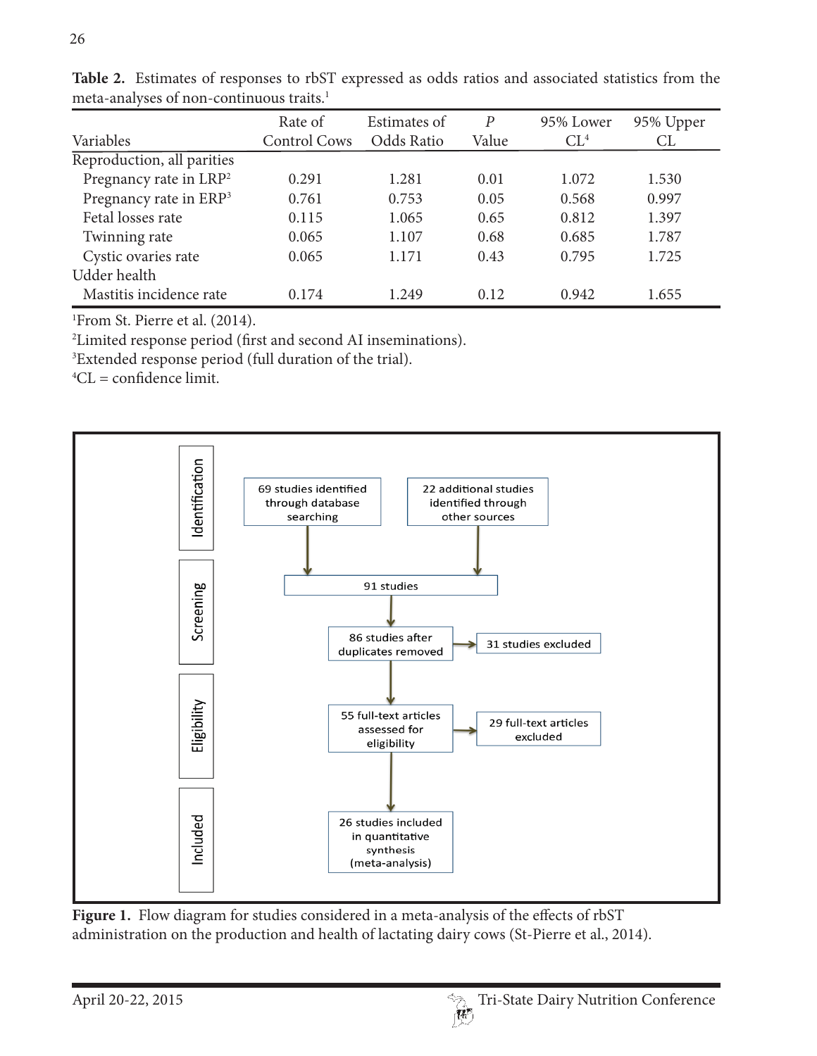**Table 2.** Estimates of responses to rbST expressed as odds ratios and associated statistics from the meta-analyses of non-continuous traits.[1]

| Variables | Rate of Control Cows | Estimates of Odds Ratio | *P* Value | 95% Lower CL[4] | 95% Upper CL |
|---|---|---|---|---|---|
| Reproduction, all parities | | | | | |
| Pregnancy rate in LRP[2] | 0.291 | 1.281 | 0.01 | 1.072 | 1.530 |
| Pregnancy rate in ERP[3] | 0.761 | 0.753 | 0.05 | 0.568 | 0.997 |
| Fetal losses rate | 0.115 | 1.065 | 0.65 | 0.812 | 1.397 |
| Twinning rate | 0.065 | 1.107 | 0.68 | 0.685 | 1.787 |
| Cystic ovaries rate | 0.065 | 1.171 | 0.43 | 0.795 | 1.725 |
| Udder health | | | | | |
| Mastitis incidence rate | 0.174 | 1.249 | 0.12 | 0.942 | 1.655 |

[1]From St. Pierre et al. (2014).
[2]Limited response period (first and second AI inseminations).
[3]Extended response period (full duration of the trial).
[4]CL = confidence limit.

Identification

69 studies identified through database searching

22 additional studies identified through other sources

Screening

91 studies

86 studies after duplicates removed

31 studies excluded

Eligibility

55 full-text articles assessed for eligibility

29 full-text articles excluded

Included

26 studies included in quantitative synthesis (meta-analysis)

**Figure 1.** Flow diagram for studies considered in a meta-analysis of the effects of rbST administration on the production and health of lactating dairy cows (St-Pierre et al., 2014).